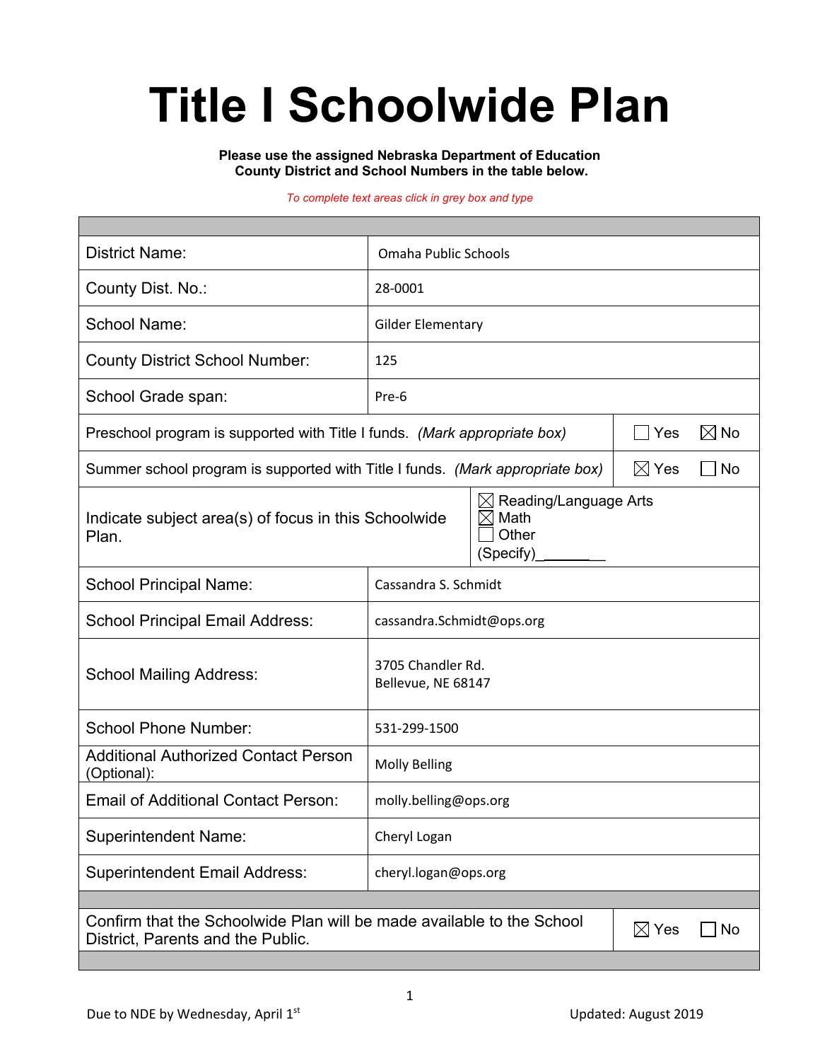# Title I Schoolwide Plan

**Please use the assigned Nebraska Department of Education County District and School Numbers in the table below.**

*To complete text areas click in grey box and type*

| | |
|---|---|
| District Name: | Omaha Public Schools |
| County Dist. No.: | 28-0001 |
| School Name: | Gilder Elementary |
| County District School Number: | 125 |
| School Grade span: | Pre-6 |
| Preschool program is supported with Title I funds. *(Mark appropriate box)* | ☐ Yes ☒ No |
| Summer school program is supported with Title I funds. *(Mark appropriate box)* | ☒ Yes ☐ No |
| Indicate subject area(s) of focus in this Schoolwide Plan. | ☒ Reading/Language Arts<br>☒ Math<br>☐ Other<br>(Specify)_________ |
| School Principal Name: | Cassandra S. Schmidt |
| School Principal Email Address: | cassandra.Schmidt@ops.org |
| School Mailing Address: | 3705 Chandler Rd.<br>Bellevue, NE 68147 |
| School Phone Number: | 531-299-1500 |
| Additional Authorized Contact Person (Optional): | Molly Belling |
| Email of Additional Contact Person: | molly.belling@ops.org |
| Superintendent Name: | Cheryl Logan |
| Superintendent Email Address: | cheryl.logan@ops.org |
| Confirm that the Schoolwide Plan will be made available to the School District, Parents and the Public. | ☒ Yes ☐ No |

Due to NDE by Wednesday, April 1st

Updated: August 2019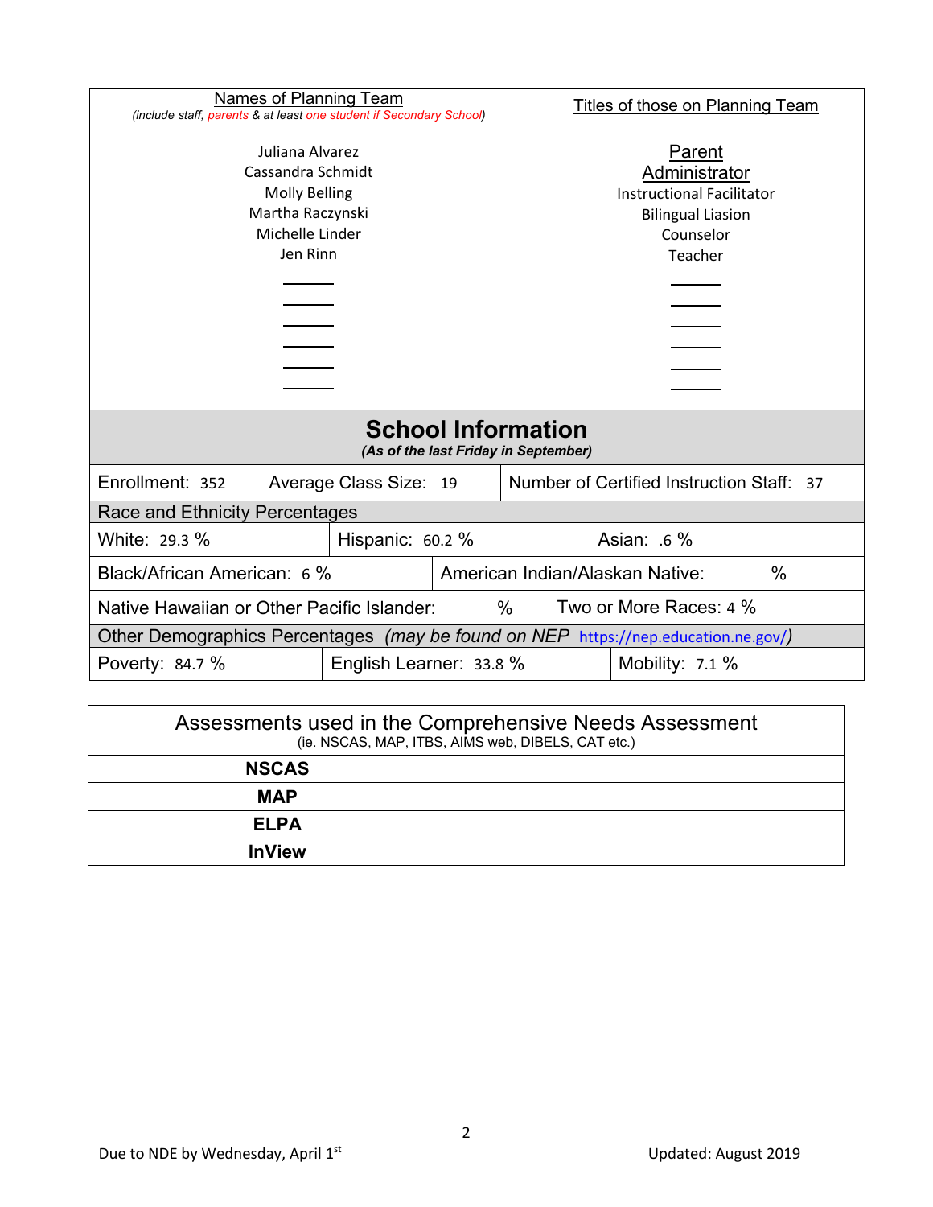| Names of Planning Team<br>*(include staff, parents & at least one student if Secondary School)* | Titles of those on Planning Team |
|---|---|
| Juliana Alvarez | Parent |
| Cassandra Schmidt | Administrator |
| Molly Belling | Instructional Facilitator |
| Martha Raczynski | Bilingual Liasion |
| Michelle Linder | Counselor |
| Jen Rinn | Teacher |

## School Information

*(As of the last Friday in September)*

| Enrollment: 352 | Average Class Size: 19 | Number of Certified Instruction Staff: 37 |
|---|---|---|

**Race and Ethnicity Percentages**

| White: 29.3 % | Hispanic: 60.2 % | Asian: .6 % |
|---|---|---|
| Black/African American: 6 % | American Indian/Alaskan Native: % | |
| Native Hawaiian or Other Pacific Islander: % | Two or More Races: 4 % | |

**Other Demographics Percentages** *(may be found on NEP https://nep.education.ne.gov/)*

| Poverty: 84.7 % | English Learner: 33.8 % | Mobility: 7.1 % |
|---|---|---|

| Assessments used in the Comprehensive Needs Assessment<br>(ie. NSCAS, MAP, ITBS, AIMS web, DIBELS, CAT etc.) | |
|---|---|
| **NSCAS** | |
| **MAP** | |
| **ELPA** | |
| **InView** | |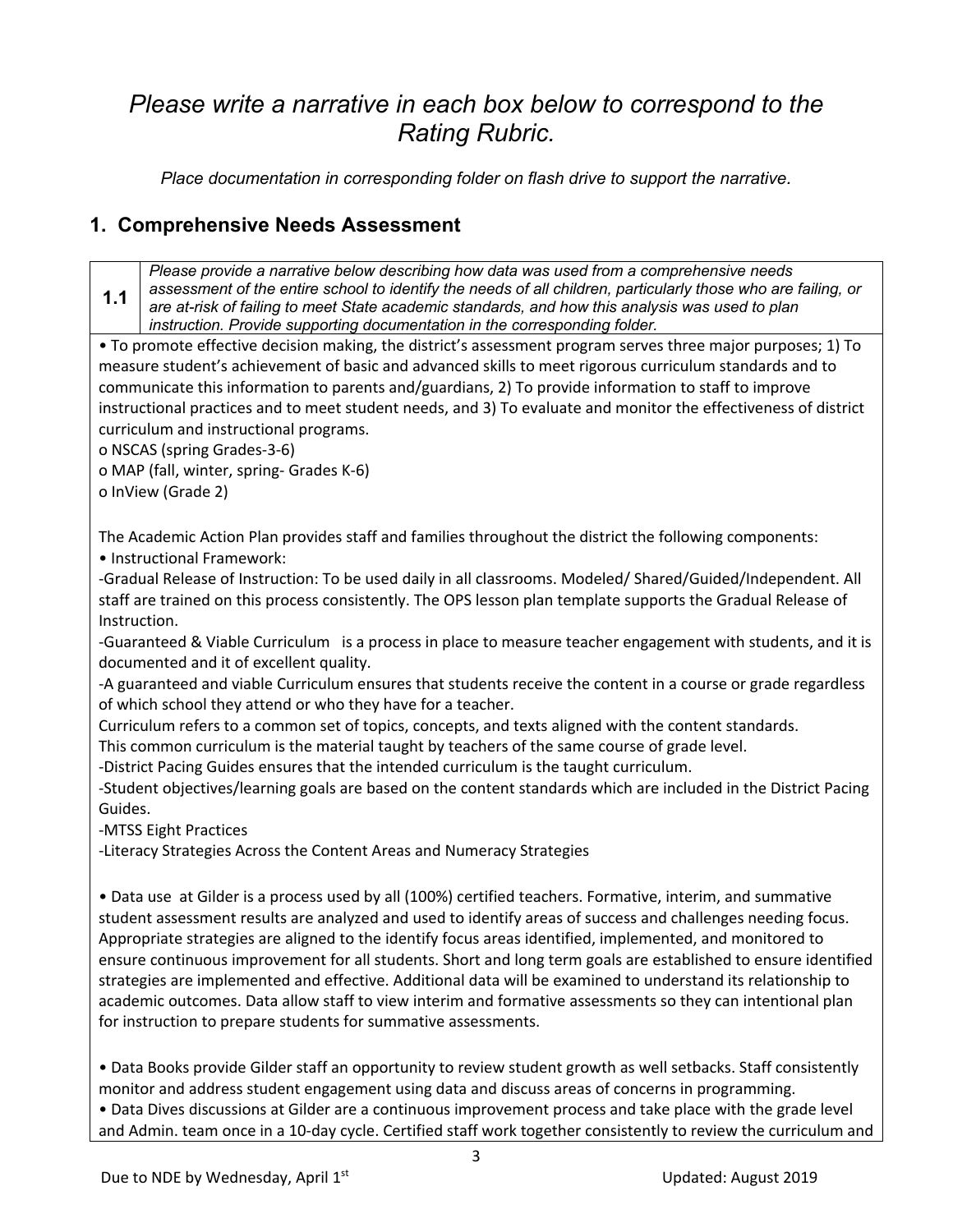# *Please write a narrative in each box below to correspond to the Rating Rubric.*

*Place documentation in corresponding folder on flash drive to support the narrative.*

## 1. Comprehensive Needs Assessment

| **1.1** | *Please provide a narrative below describing how data was used from a comprehensive needs assessment of the entire school to identify the needs of all children, particularly those who are failing, or are at-risk of failing to meet State academic standards, and how this analysis was used to plan instruction. Provide supporting documentation in the corresponding folder.* |
|---|---|

• To promote effective decision making, the district's assessment program serves three major purposes; 1) To measure student's achievement of basic and advanced skills to meet rigorous curriculum standards and to communicate this information to parents and/guardians, 2) To provide information to staff to improve instructional practices and to meet student needs, and 3) To evaluate and monitor the effectiveness of district curriculum and instructional programs.

o NSCAS (spring Grades-3-6)
o MAP (fall, winter, spring- Grades K-6)
o InView (Grade 2)

The Academic Action Plan provides staff and families throughout the district the following components:

• Instructional Framework:

-Gradual Release of Instruction: To be used daily in all classrooms. Modeled/ Shared/Guided/Independent. All staff are trained on this process consistently. The OPS lesson plan template supports the Gradual Release of Instruction.

-Guaranteed & Viable Curriculum is a process in place to measure teacher engagement with students, and it is documented and it of excellent quality.

-A guaranteed and viable Curriculum ensures that students receive the content in a course or grade regardless of which school they attend or who they have for a teacher.

Curriculum refers to a common set of topics, concepts, and texts aligned with the content standards.

This common curriculum is the material taught by teachers of the same course of grade level.

-District Pacing Guides ensures that the intended curriculum is the taught curriculum.

-Student objectives/learning goals are based on the content standards which are included in the District Pacing Guides.

-MTSS Eight Practices

-Literacy Strategies Across the Content Areas and Numeracy Strategies

• Data use at Gilder is a process used by all (100%) certified teachers. Formative, interim, and summative student assessment results are analyzed and used to identify areas of success and challenges needing focus. Appropriate strategies are aligned to the identify focus areas identified, implemented, and monitored to ensure continuous improvement for all students. Short and long term goals are established to ensure identified strategies are implemented and effective. Additional data will be examined to understand its relationship to academic outcomes. Data allow staff to view interim and formative assessments so they can intentional plan for instruction to prepare students for summative assessments.

• Data Books provide Gilder staff an opportunity to review student growth as well setbacks. Staff consistently monitor and address student engagement using data and discuss areas of concerns in programming.

• Data Dives discussions at Gilder are a continuous improvement process and take place with the grade level and Admin. team once in a 10-day cycle. Certified staff work together consistently to review the curriculum and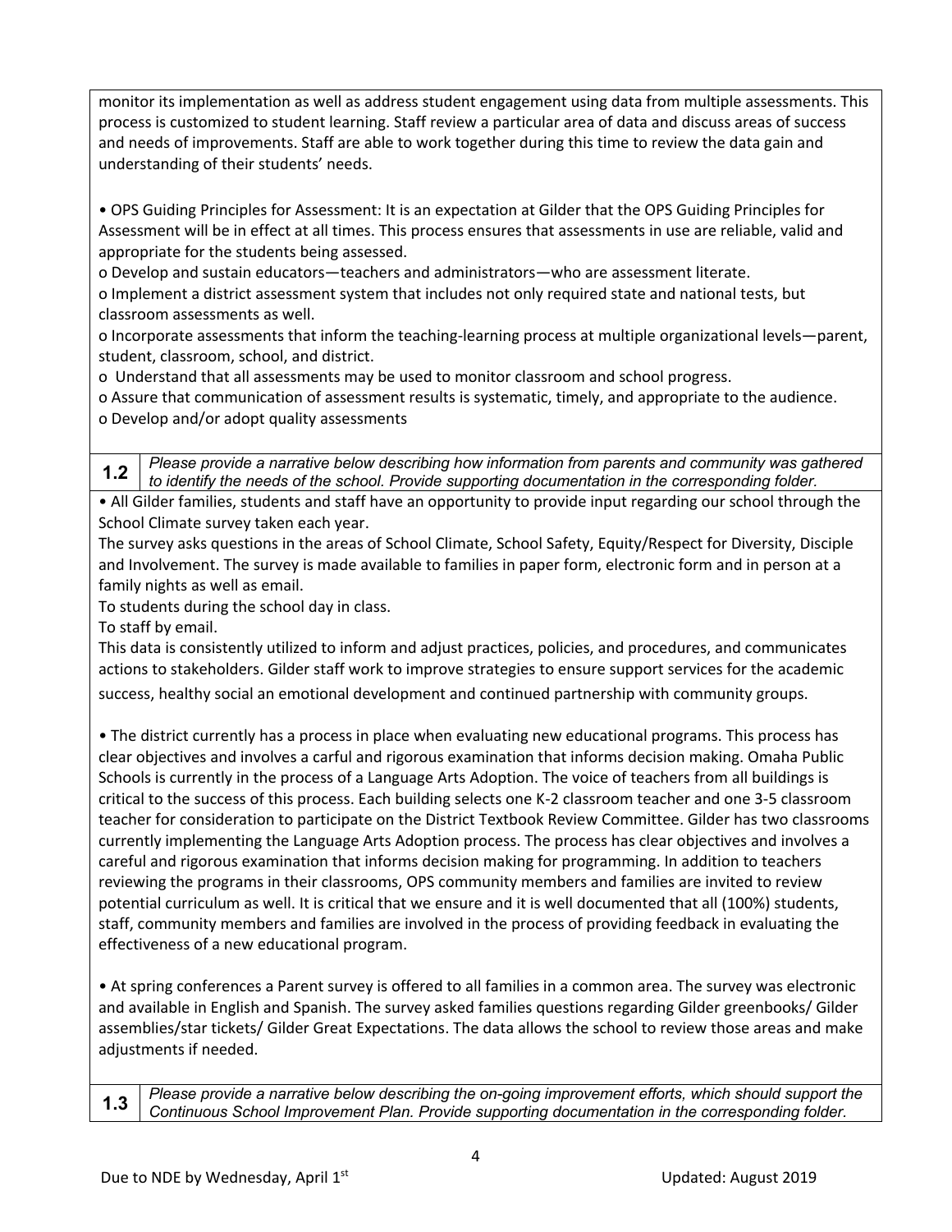monitor its implementation as well as address student engagement using data from multiple assessments. This process is customized to student learning. Staff review a particular area of data and discuss areas of success and needs of improvements. Staff are able to work together during this time to review the data gain and understanding of their students' needs.

• OPS Guiding Principles for Assessment: It is an expectation at Gilder that the OPS Guiding Principles for Assessment will be in effect at all times. This process ensures that assessments in use are reliable, valid and appropriate for the students being assessed.

o Develop and sustain educators—teachers and administrators—who are assessment literate.
o Implement a district assessment system that includes not only required state and national tests, but classroom assessments as well.
o Incorporate assessments that inform the teaching-learning process at multiple organizational levels—parent, student, classroom, school, and district.
o Understand that all assessments may be used to monitor classroom and school progress.
o Assure that communication of assessment results is systematic, timely, and appropriate to the audience.
o Develop and/or adopt quality assessments

| **1.2** | *Please provide a narrative below describing how information from parents and community was gathered to identify the needs of the school. Provide supporting documentation in the corresponding folder.* |
|---|---|

• All Gilder families, students and staff have an opportunity to provide input regarding our school through the School Climate survey taken each year.
The survey asks questions in the areas of School Climate, School Safety, Equity/Respect for Diversity, Disciple and Involvement. The survey is made available to families in paper form, electronic form and in person at a family nights as well as email.
To students during the school day in class.
To staff by email.
This data is consistently utilized to inform and adjust practices, policies, and procedures, and communicates actions to stakeholders. Gilder staff work to improve strategies to ensure support services for the academic success, healthy social an emotional development and continued partnership with community groups.

• The district currently has a process in place when evaluating new educational programs. This process has clear objectives and involves a carful and rigorous examination that informs decision making. Omaha Public Schools is currently in the process of a Language Arts Adoption. The voice of teachers from all buildings is critical to the success of this process. Each building selects one K-2 classroom teacher and one 3-5 classroom teacher for consideration to participate on the District Textbook Review Committee. Gilder has two classrooms currently implementing the Language Arts Adoption process. The process has clear objectives and involves a careful and rigorous examination that informs decision making for programming. In addition to teachers reviewing the programs in their classrooms, OPS community members and families are invited to review potential curriculum as well. It is critical that we ensure and it is well documented that all (100%) students, staff, community members and families are involved in the process of providing feedback in evaluating the effectiveness of a new educational program.

• At spring conferences a Parent survey is offered to all families in a common area. The survey was electronic and available in English and Spanish. The survey asked families questions regarding Gilder greenbooks/ Gilder assemblies/star tickets/ Gilder Great Expectations. The data allows the school to review those areas and make adjustments if needed.

| **1.3** | *Please provide a narrative below describing the on-going improvement efforts, which should support the Continuous School Improvement Plan. Provide supporting documentation in the corresponding folder.* |
|---|---|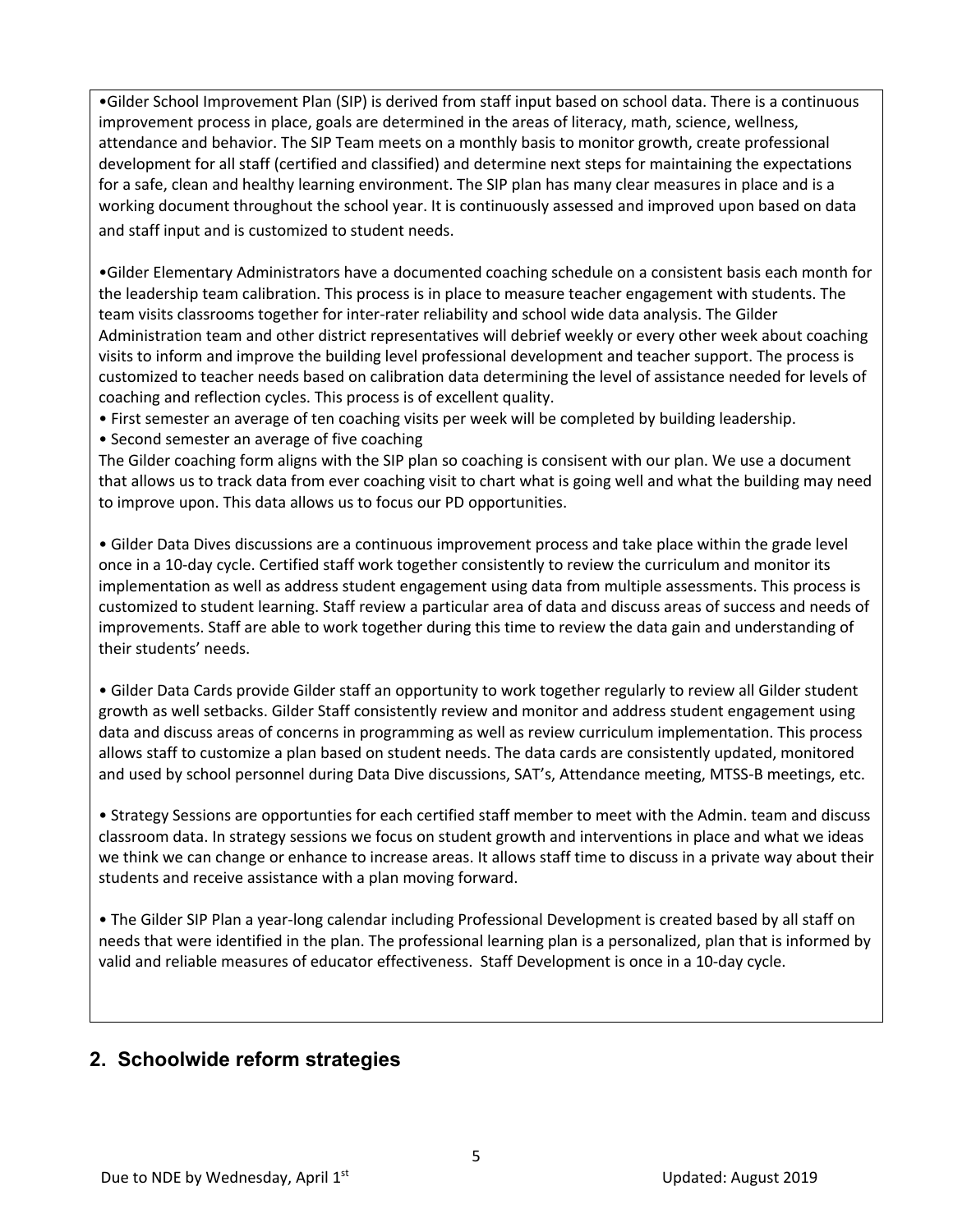•Gilder School Improvement Plan (SIP) is derived from staff input based on school data. There is a continuous improvement process in place, goals are determined in the areas of literacy, math, science, wellness, attendance and behavior. The SIP Team meets on a monthly basis to monitor growth, create professional development for all staff (certified and classified) and determine next steps for maintaining the expectations for a safe, clean and healthy learning environment. The SIP plan has many clear measures in place and is a working document throughout the school year. It is continuously assessed and improved upon based on data and staff input and is customized to student needs.

•Gilder Elementary Administrators have a documented coaching schedule on a consistent basis each month for the leadership team calibration. This process is in place to measure teacher engagement with students. The team visits classrooms together for inter-rater reliability and school wide data analysis. The Gilder Administration team and other district representatives will debrief weekly or every other week about coaching visits to inform and improve the building level professional development and teacher support. The process is customized to teacher needs based on calibration data determining the level of assistance needed for levels of coaching and reflection cycles. This process is of excellent quality.

- First semester an average of ten coaching visits per week will be completed by building leadership.
- Second semester an average of five coaching

The Gilder coaching form aligns with the SIP plan so coaching is consisent with our plan. We use a document that allows us to track data from ever coaching visit to chart what is going well and what the building may need to improve upon. This data allows us to focus our PD opportunities.

• Gilder Data Dives discussions are a continuous improvement process and take place within the grade level once in a 10-day cycle. Certified staff work together consistently to review the curriculum and monitor its implementation as well as address student engagement using data from multiple assessments. This process is customized to student learning. Staff review a particular area of data and discuss areas of success and needs of improvements. Staff are able to work together during this time to review the data gain and understanding of their students' needs.

• Gilder Data Cards provide Gilder staff an opportunity to work together regularly to review all Gilder student growth as well setbacks. Gilder Staff consistently review and monitor and address student engagement using data and discuss areas of concerns in programming as well as review curriculum implementation. This process allows staff to customize a plan based on student needs. The data cards are consistently updated, monitored and used by school personnel during Data Dive discussions, SAT's, Attendance meeting, MTSS-B meetings, etc.

• Strategy Sessions are opportunties for each certified staff member to meet with the Admin. team and discuss classroom data. In strategy sessions we focus on student growth and interventions in place and what we ideas we think we can change or enhance to increase areas. It allows staff time to discuss in a private way about their students and receive assistance with a plan moving forward.

• The Gilder SIP Plan a year-long calendar including Professional Development is created based by all staff on needs that were identified in the plan. The professional learning plan is a personalized, plan that is informed by valid and reliable measures of educator effectiveness. Staff Development is once in a 10-day cycle.

## 2. Schoolwide reform strategies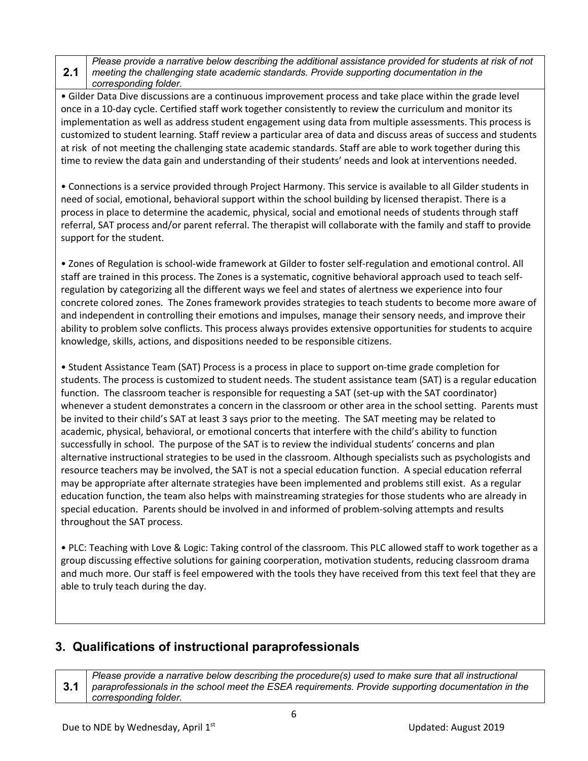| 2.1 | *Please provide a narrative below describing the additional assistance provided for students at risk of not meeting the challenging state academic standards. Provide supporting documentation in the corresponding folder.* |
|---|---|

• Gilder Data Dive discussions are a continuous improvement process and take place within the grade level once in a 10-day cycle. Certified staff work together consistently to review the curriculum and monitor its implementation as well as address student engagement using data from multiple assessments. This process is customized to student learning. Staff review a particular area of data and discuss areas of success and students at risk of not meeting the challenging state academic standards. Staff are able to work together during this time to review the data gain and understanding of their students' needs and look at interventions needed.

• Connections is a service provided through Project Harmony. This service is available to all Gilder students in need of social, emotional, behavioral support within the school building by licensed therapist. There is a process in place to determine the academic, physical, social and emotional needs of students through staff referral, SAT process and/or parent referral. The therapist will collaborate with the family and staff to provide support for the student.

• Zones of Regulation is school-wide framework at Gilder to foster self-regulation and emotional control. All staff are trained in this process. The Zones is a systematic, cognitive behavioral approach used to teach self-regulation by categorizing all the different ways we feel and states of alertness we experience into four concrete colored zones. The Zones framework provides strategies to teach students to become more aware of and independent in controlling their emotions and impulses, manage their sensory needs, and improve their ability to problem solve conflicts. This process always provides extensive opportunities for students to acquire knowledge, skills, actions, and dispositions needed to be responsible citizens.

• Student Assistance Team (SAT) Process is a process in place to support on-time grade completion for students. The process is customized to student needs. The student assistance team (SAT) is a regular education function. The classroom teacher is responsible for requesting a SAT (set-up with the SAT coordinator) whenever a student demonstrates a concern in the classroom or other area in the school setting. Parents must be invited to their child's SAT at least 3 says prior to the meeting. The SAT meeting may be related to academic, physical, behavioral, or emotional concerts that interfere with the child's ability to function successfully in school. The purpose of the SAT is to review the individual students' concerns and plan alternative instructional strategies to be used in the classroom. Although specialists such as psychologists and resource teachers may be involved, the SAT is not a special education function. A special education referral may be appropriate after alternate strategies have been implemented and problems still exist. As a regular education function, the team also helps with mainstreaming strategies for those students who are already in special education. Parents should be involved in and informed of problem-solving attempts and results throughout the SAT process.

• PLC: Teaching with Love & Logic: Taking control of the classroom. This PLC allowed staff to work together as a group discussing effective solutions for gaining coorperation, motivation students, reducing classroom drama and much more. Our staff is feel empowered with the tools they have received from this text feel that they are able to truly teach during the day.

## 3. Qualifications of instructional paraprofessionals

| 3.1 | *Please provide a narrative below describing the procedure(s) used to make sure that all instructional paraprofessionals in the school meet the ESEA requirements. Provide supporting documentation in the corresponding folder.* |
|---|---|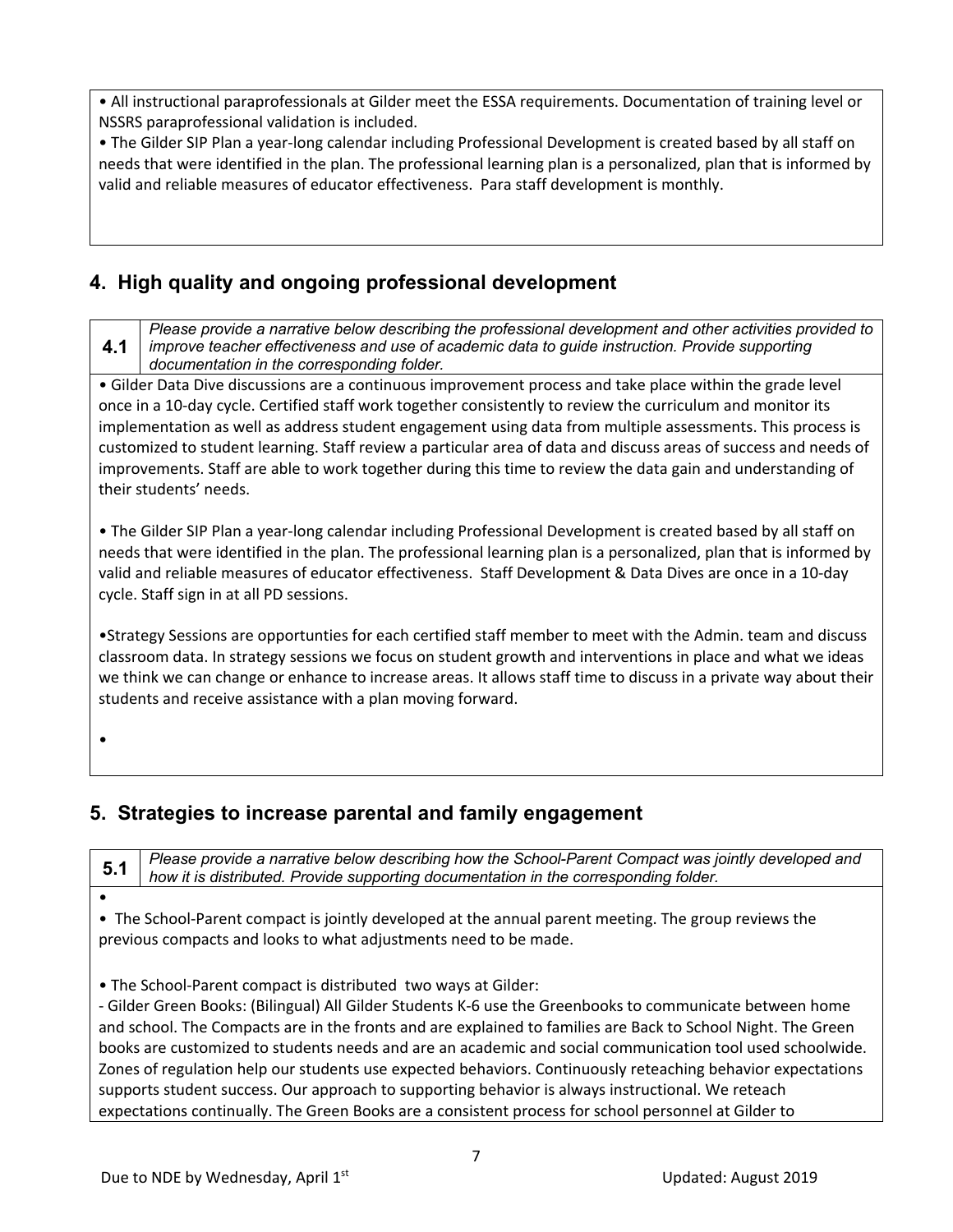• All instructional paraprofessionals at Gilder meet the ESSA requirements. Documentation of training level or NSSRS paraprofessional validation is included.

• The Gilder SIP Plan a year-long calendar including Professional Development is created based by all staff on needs that were identified in the plan. The professional learning plan is a personalized, plan that is informed by valid and reliable measures of educator effectiveness. Para staff development is monthly.

## 4. High quality and ongoing professional development

| 4.1 | *Please provide a narrative below describing the professional development and other activities provided to improve teacher effectiveness and use of academic data to guide instruction. Provide supporting documentation in the corresponding folder.* |
|---|---|

• Gilder Data Dive discussions are a continuous improvement process and take place within the grade level once in a 10-day cycle. Certified staff work together consistently to review the curriculum and monitor its implementation as well as address student engagement using data from multiple assessments. This process is customized to student learning. Staff review a particular area of data and discuss areas of success and needs of improvements. Staff are able to work together during this time to review the data gain and understanding of their students' needs.

• The Gilder SIP Plan a year-long calendar including Professional Development is created based by all staff on needs that were identified in the plan. The professional learning plan is a personalized, plan that is informed by valid and reliable measures of educator effectiveness. Staff Development & Data Dives are once in a 10-day cycle. Staff sign in at all PD sessions.

•Strategy Sessions are opportunties for each certified staff member to meet with the Admin. team and discuss classroom data. In strategy sessions we focus on student growth and interventions in place and what we ideas we think we can change or enhance to increase areas. It allows staff time to discuss in a private way about their students and receive assistance with a plan moving forward.

•

## 5. Strategies to increase parental and family engagement

| 5.1 | *Please provide a narrative below describing how the School-Parent Compact was jointly developed and how it is distributed. Provide supporting documentation in the corresponding folder.* |
|---|---|

•

• The School-Parent compact is jointly developed at the annual parent meeting. The group reviews the previous compacts and looks to what adjustments need to be made.

• The School-Parent compact is distributed two ways at Gilder:

- Gilder Green Books: (Bilingual) All Gilder Students K-6 use the Greenbooks to communicate between home and school. The Compacts are in the fronts and are explained to families are Back to School Night. The Green books are customized to students needs and are an academic and social communication tool used schoolwide. Zones of regulation help our students use expected behaviors. Continuously reteaching behavior expectations supports student success. Our approach to supporting behavior is always instructional. We reteach expectations continually. The Green Books are a consistent process for school personnel at Gilder to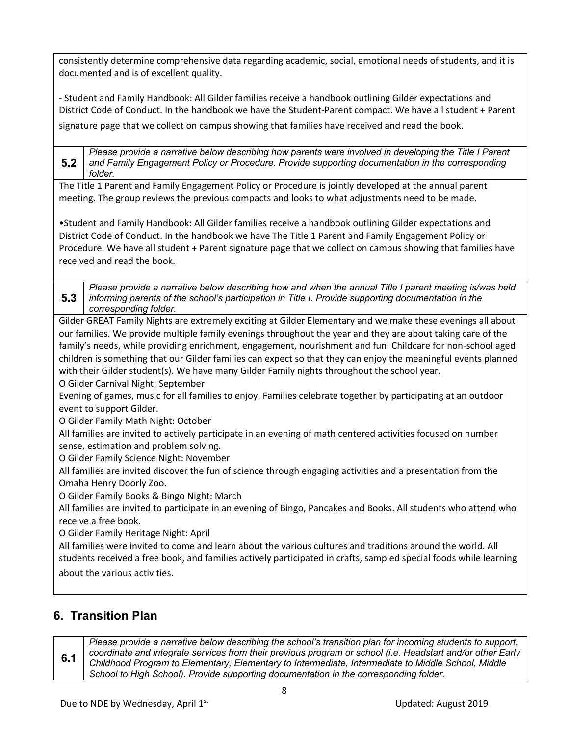consistently determine comprehensive data regarding academic, social, emotional needs of students, and it is documented and is of excellent quality.

- Student and Family Handbook: All Gilder families receive a handbook outlining Gilder expectations and District Code of Conduct. In the handbook we have the Student-Parent compact. We have all student + Parent signature page that we collect on campus showing that families have received and read the book.

| **5.2** | *Please provide a narrative below describing how parents were involved in developing the Title I Parent and Family Engagement Policy or Procedure. Provide supporting documentation in the corresponding folder.* |
|---|---|

The Title 1 Parent and Family Engagement Policy or Procedure is jointly developed at the annual parent meeting. The group reviews the previous compacts and looks to what adjustments need to be made.

•Student and Family Handbook: All Gilder families receive a handbook outlining Gilder expectations and District Code of Conduct. In the handbook we have The Title 1 Parent and Family Engagement Policy or Procedure. We have all student + Parent signature page that we collect on campus showing that families have received and read the book.

| **5.3** | *Please provide a narrative below describing how and when the annual Title I parent meeting is/was held informing parents of the school's participation in Title I. Provide supporting documentation in the corresponding folder.* |
|---|---|

Gilder GREAT Family Nights are extremely exciting at Gilder Elementary and we make these evenings all about our families. We provide multiple family evenings throughout the year and they are about taking care of the family's needs, while providing enrichment, engagement, nourishment and fun. Childcare for non-school aged children is something that our Gilder families can expect so that they can enjoy the meaningful events planned with their Gilder student(s). We have many Gilder Family nights throughout the school year.

O Gilder Carnival Night: September
Evening of games, music for all families to enjoy. Families celebrate together by participating at an outdoor event to support Gilder.

O Gilder Family Math Night: October
All families are invited to actively participate in an evening of math centered activities focused on number sense, estimation and problem solving.

O Gilder Family Science Night: November
All families are invited discover the fun of science through engaging activities and a presentation from the Omaha Henry Doorly Zoo.

O Gilder Family Books & Bingo Night: March
All families are invited to participate in an evening of Bingo, Pancakes and Books. All students who attend who receive a free book.

O Gilder Family Heritage Night: April
All families were invited to come and learn about the various cultures and traditions around the world. All students received a free book, and families actively participated in crafts, sampled special foods while learning about the various activities.

## 6. Transition Plan

| **6.1** | *Please provide a narrative below describing the school's transition plan for incoming students to support, coordinate and integrate services from their previous program or school (i.e. Headstart and/or other Early Childhood Program to Elementary, Elementary to Intermediate, Intermediate to Middle School, Middle School to High School). Provide supporting documentation in the corresponding folder.* |
|---|---|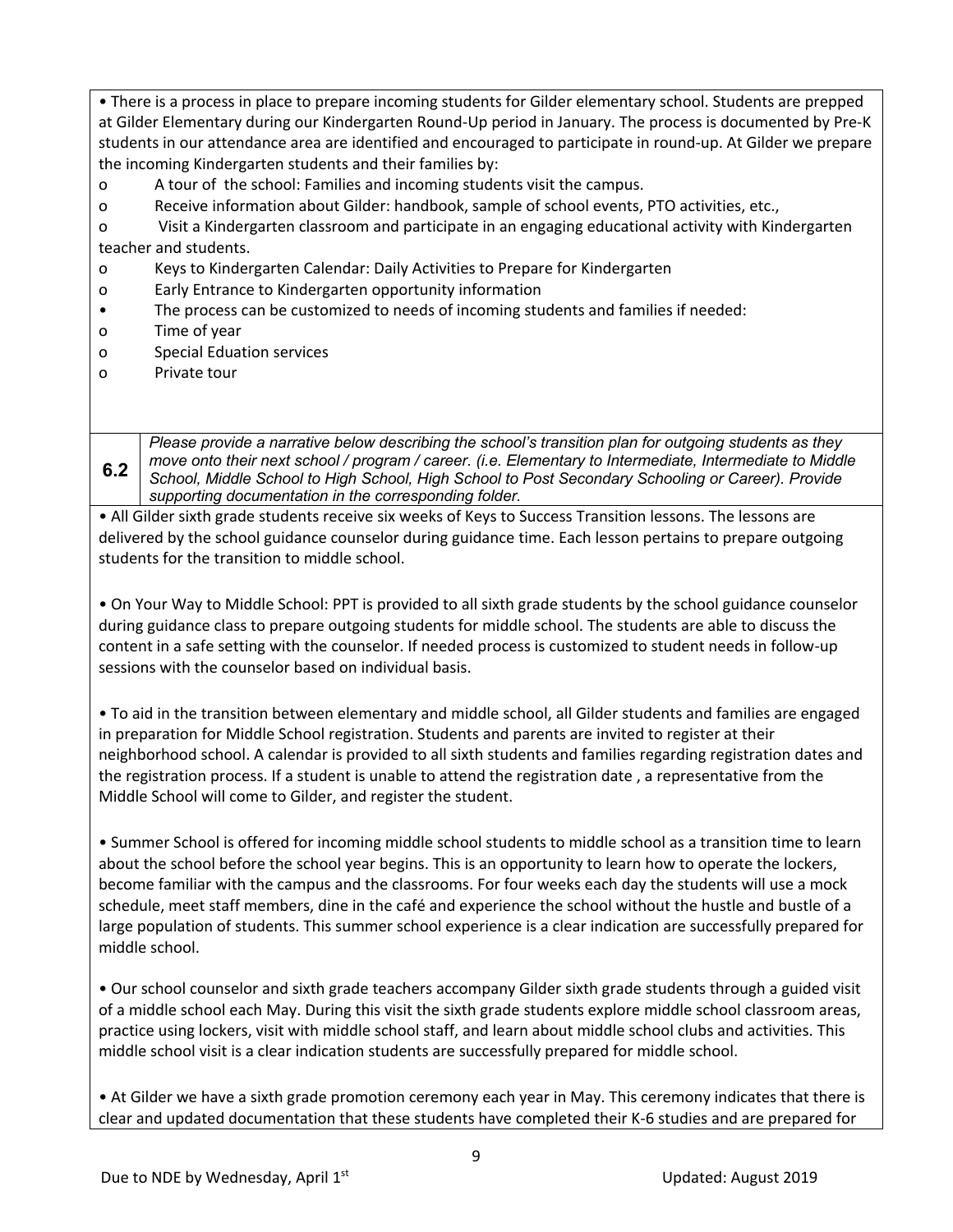• There is a process in place to prepare incoming students for Gilder elementary school. Students are prepped at Gilder Elementary during our Kindergarten Round-Up period in January. The process is documented by Pre-K students in our attendance area are identified and encouraged to participate in round-up. At Gilder we prepare the incoming Kindergarten students and their families by:

- o A tour of the school: Families and incoming students visit the campus.
- o Receive information about Gilder: handbook, sample of school events, PTO activities, etc.,
- o Visit a Kindergarten classroom and participate in an engaging educational activity with Kindergarten teacher and students.
- o Keys to Kindergarten Calendar: Daily Activities to Prepare for Kindergarten
- o Early Entrance to Kindergarten opportunity information

• The process can be customized to needs of incoming students and families if needed:

- o Time of year
- o Special Eduation services
- o Private tour

| 6.2 | *Please provide a narrative below describing the school's transition plan for outgoing students as they move onto their next school / program / career. (i.e. Elementary to Intermediate, Intermediate to Middle School, Middle School to High School, High School to Post Secondary Schooling or Career). Provide supporting documentation in the corresponding folder.* |
|---|---|

• All Gilder sixth grade students receive six weeks of Keys to Success Transition lessons. The lessons are delivered by the school guidance counselor during guidance time. Each lesson pertains to prepare outgoing students for the transition to middle school.

• On Your Way to Middle School: PPT is provided to all sixth grade students by the school guidance counselor during guidance class to prepare outgoing students for middle school. The students are able to discuss the content in a safe setting with the counselor. If needed process is customized to student needs in follow-up sessions with the counselor based on individual basis.

• To aid in the transition between elementary and middle school, all Gilder students and families are engaged in preparation for Middle School registration. Students and parents are invited to register at their neighborhood school. A calendar is provided to all sixth students and families regarding registration dates and the registration process. If a student is unable to attend the registration date , a representative from the Middle School will come to Gilder, and register the student.

• Summer School is offered for incoming middle school students to middle school as a transition time to learn about the school before the school year begins. This is an opportunity to learn how to operate the lockers, become familiar with the campus and the classrooms. For four weeks each day the students will use a mock schedule, meet staff members, dine in the café and experience the school without the hustle and bustle of a large population of students. This summer school experience is a clear indication are successfully prepared for middle school.

• Our school counselor and sixth grade teachers accompany Gilder sixth grade students through a guided visit of a middle school each May. During this visit the sixth grade students explore middle school classroom areas, practice using lockers, visit with middle school staff, and learn about middle school clubs and activities. This middle school visit is a clear indication students are successfully prepared for middle school.

• At Gilder we have a sixth grade promotion ceremony each year in May. This ceremony indicates that there is clear and updated documentation that these students have completed their K-6 studies and are prepared for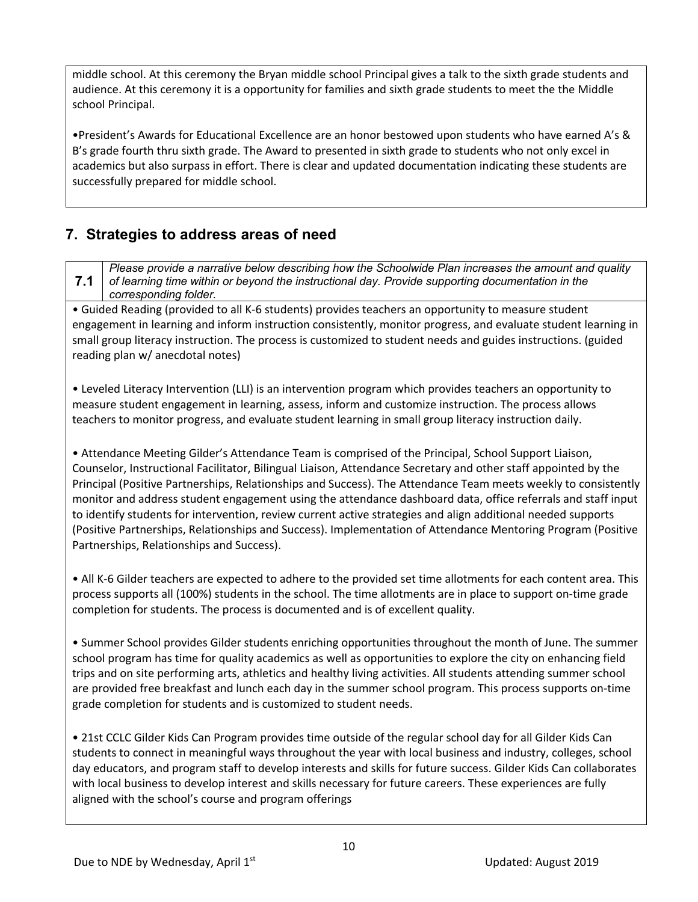middle school. At this ceremony the Bryan middle school Principal gives a talk to the sixth grade students and audience. At this ceremony it is a opportunity for families and sixth grade students to meet the the Middle school Principal.

•President's Awards for Educational Excellence are an honor bestowed upon students who have earned A's & B's grade fourth thru sixth grade. The Award to presented in sixth grade to students who not only excel in academics but also surpass in effort. There is clear and updated documentation indicating these students are successfully prepared for middle school.

## 7. Strategies to address areas of need

**7.1** *Please provide a narrative below describing how the Schoolwide Plan increases the amount and quality of learning time within or beyond the instructional day. Provide supporting documentation in the corresponding folder.*

• Guided Reading (provided to all K-6 students) provides teachers an opportunity to measure student engagement in learning and inform instruction consistently, monitor progress, and evaluate student learning in small group literacy instruction. The process is customized to student needs and guides instructions. (guided reading plan w/ anecdotal notes)

• Leveled Literacy Intervention (LLI) is an intervention program which provides teachers an opportunity to measure student engagement in learning, assess, inform and customize instruction. The process allows teachers to monitor progress, and evaluate student learning in small group literacy instruction daily.

• Attendance Meeting Gilder's Attendance Team is comprised of the Principal, School Support Liaison, Counselor, Instructional Facilitator, Bilingual Liaison, Attendance Secretary and other staff appointed by the Principal (Positive Partnerships, Relationships and Success). The Attendance Team meets weekly to consistently monitor and address student engagement using the attendance dashboard data, office referrals and staff input to identify students for intervention, review current active strategies and align additional needed supports (Positive Partnerships, Relationships and Success). Implementation of Attendance Mentoring Program (Positive Partnerships, Relationships and Success).

• All K-6 Gilder teachers are expected to adhere to the provided set time allotments for each content area. This process supports all (100%) students in the school. The time allotments are in place to support on-time grade completion for students. The process is documented and is of excellent quality.

• Summer School provides Gilder students enriching opportunities throughout the month of June. The summer school program has time for quality academics as well as opportunities to explore the city on enhancing field trips and on site performing arts, athletics and healthy living activities. All students attending summer school are provided free breakfast and lunch each day in the summer school program. This process supports on-time grade completion for students and is customized to student needs.

• 21st CCLC Gilder Kids Can Program provides time outside of the regular school day for all Gilder Kids Can students to connect in meaningful ways throughout the year with local business and industry, colleges, school day educators, and program staff to develop interests and skills for future success. Gilder Kids Can collaborates with local business to develop interest and skills necessary for future careers. These experiences are fully aligned with the school's course and program offerings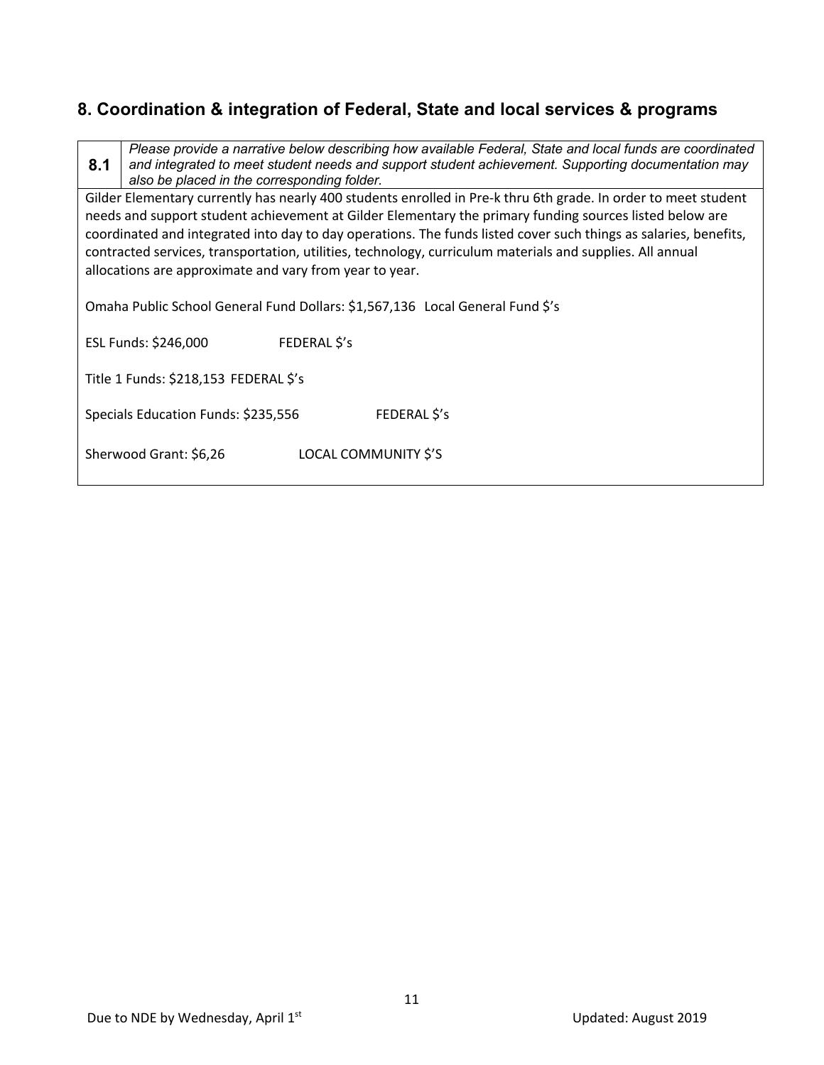## 8. Coordination & integration of Federal, State and local services & programs

| 8.1 | *Please provide a narrative below describing how available Federal, State and local funds are coordinated and integrated to meet student needs and support student achievement. Supporting documentation may also be placed in the corresponding folder.* |
|---|---|

Gilder Elementary currently has nearly 400 students enrolled in Pre-k thru 6th grade. In order to meet student needs and support student achievement at Gilder Elementary the primary funding sources listed below are coordinated and integrated into day to day operations. The funds listed cover such things as salaries, benefits, contracted services, transportation, utilities, technology, curriculum materials and supplies. All annual allocations are approximate and vary from year to year.

Omaha Public School General Fund Dollars: $1,567,136 Local General Fund $'s

ESL Funds: $246,000 FEDERAL $'s

Title 1 Funds: $218,153 FEDERAL $'s

Specials Education Funds: $235,556 FEDERAL $'s

Sherwood Grant: $6,26 LOCAL COMMUNITY $'S

Due to NDE by Wednesday, April 1st

Updated: August 2019